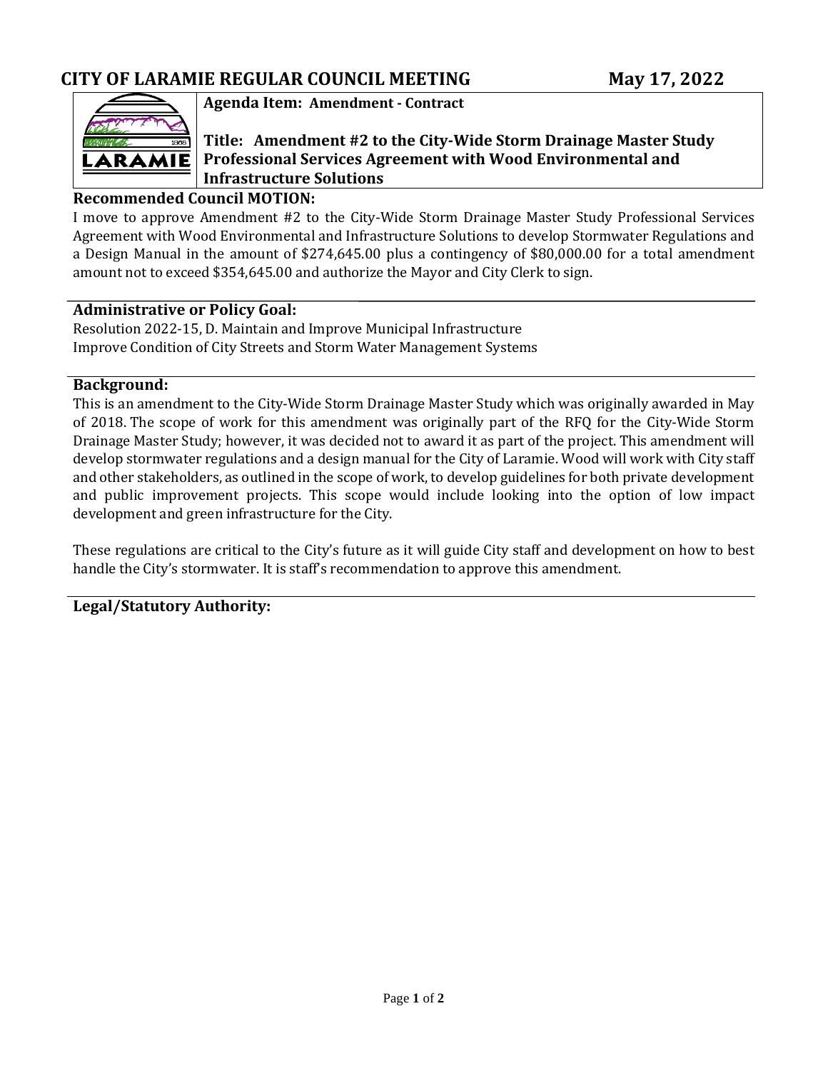# CITY OF LARAMIE REGULAR COUNCIL MEETING May 17, 2022

**Agenda Item: Amendment - Contract**

**Title: Amendment #2 to the City-Wide Storm Drainage Master Study Professional Services Agreement with Wood Environmental and Infrastructure Solutions**

## Recommended Council MOTION:

I move to approve Amendment #2 to the City-Wide Storm Drainage Master Study Professional Services Agreement with Wood Environmental and Infrastructure Solutions to develop Stormwater Regulations and a Design Manual in the amount of $274,645.00 plus a contingency of $80,000.00 for a total amendment amount not to exceed $354,645.00 and authorize the Mayor and City Clerk to sign.

## Administrative or Policy Goal:

Resolution 2022-15, D. Maintain and Improve Municipal Infrastructure
Improve Condition of City Streets and Storm Water Management Systems

## Background:

This is an amendment to the City-Wide Storm Drainage Master Study which was originally awarded in May of 2018. The scope of work for this amendment was originally part of the RFQ for the City-Wide Storm Drainage Master Study; however, it was decided not to award it as part of the project. This amendment will develop stormwater regulations and a design manual for the City of Laramie. Wood will work with City staff and other stakeholders, as outlined in the scope of work, to develop guidelines for both private development and public improvement projects. This scope would include looking into the option of low impact development and green infrastructure for the City.

These regulations are critical to the City's future as it will guide City staff and development on how to best handle the City's stormwater. It is staff's recommendation to approve this amendment.

## Legal/Statutory Authority: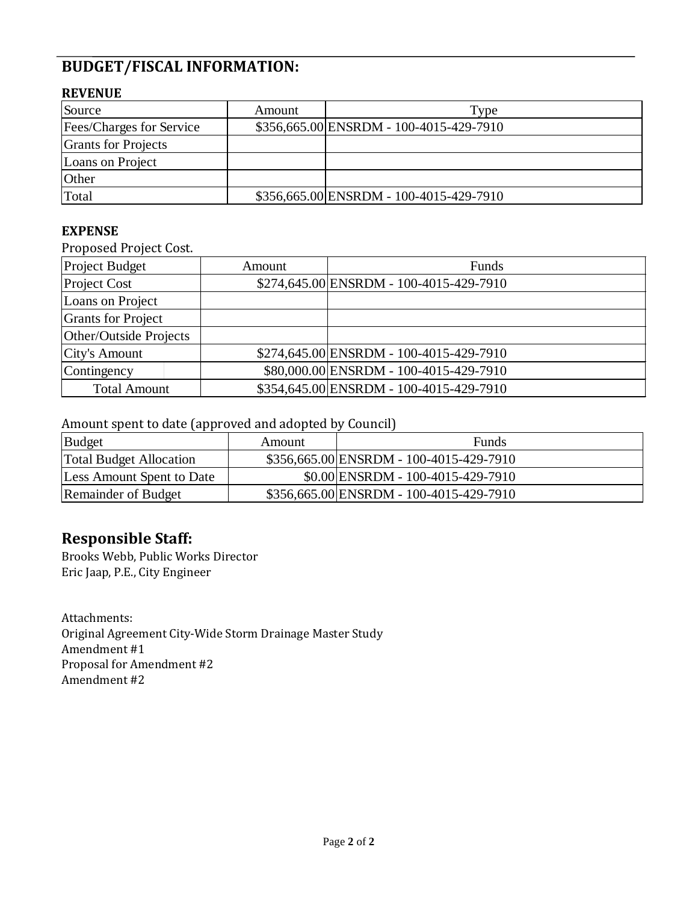## BUDGET/FISCAL INFORMATION:

**REVENUE**

| Source | Amount | Type |
|---|---|---|
| Fees/Charges for Service | $356,665.00 | ENSRDM - 100-4015-429-7910 |
| Grants for Projects | | |
| Loans on Project | | |
| Other | | |
| Total | $356,665.00 | ENSRDM - 100-4015-429-7910 |

**EXPENSE**

Proposed Project Cost.

| Project Budget | Amount | Funds |
|---|---|---|
| Project Cost | $274,645.00 | ENSRDM - 100-4015-429-7910 |
| Loans on Project | | |
| Grants for Project | | |
| Other/Outside Projects | | |
| City's Amount | $274,645.00 | ENSRDM - 100-4015-429-7910 |
| Contingency | $80,000.00 | ENSRDM - 100-4015-429-7910 |
| Total Amount | $354,645.00 | ENSRDM - 100-4015-429-7910 |

Amount spent to date (approved and adopted by Council)

| Budget | Amount | Funds |
|---|---|---|
| Total Budget Allocation | $356,665.00 | ENSRDM - 100-4015-429-7910 |
| Less Amount Spent to Date | $0.00 | ENSRDM - 100-4015-429-7910 |
| Remainder of Budget | $356,665.00 | ENSRDM - 100-4015-429-7910 |

## Responsible Staff:

Brooks Webb, Public Works Director
Eric Jaap, P.E., City Engineer

Attachments:
Original Agreement City-Wide Storm Drainage Master Study
Amendment #1
Proposal for Amendment #2
Amendment #2